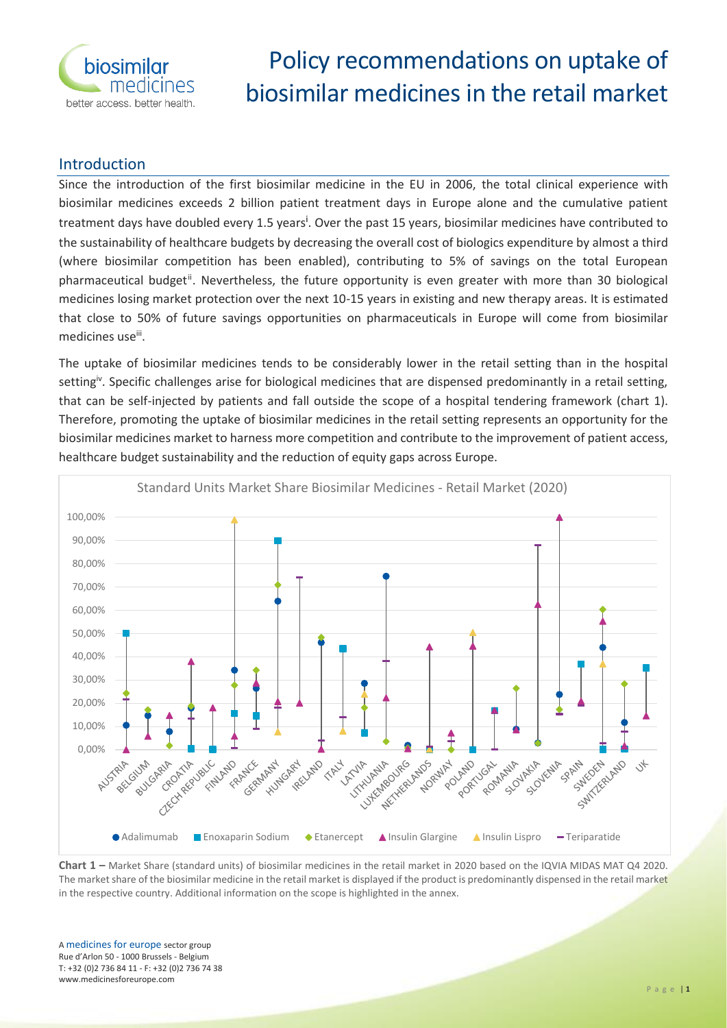# Policy recommendations on uptake of biosimilar medicines in the retail market

## Introduction

Since the introduction of the first biosimilar medicine in the EU in 2006, the total clinical experience with biosimilar medicines exceeds 2 billion patient treatment days in Europe alone and the cumulative patient treatment days have doubled every 1.5 years[i]. Over the past 15 years, biosimilar medicines have contributed to the sustainability of healthcare budgets by decreasing the overall cost of biologics expenditure by almost a third (where biosimilar competition has been enabled), contributing to 5% of savings on the total European pharmaceutical budget[ii]. Nevertheless, the future opportunity is even greater with more than 30 biological medicines losing market protection over the next 10-15 years in existing and new therapy areas. It is estimated that close to 50% of future savings opportunities on pharmaceuticals in Europe will come from biosimilar medicines use[iii].

The uptake of biosimilar medicines tends to be considerably lower in the retail setting than in the hospital setting[iv]. Specific challenges arise for biological medicines that are dispensed predominantly in a retail setting, that can be self-injected by patients and fall outside the scope of a hospital tendering framework (chart 1). Therefore, promoting the uptake of biosimilar medicines in the retail setting represents an opportunity for the biosimilar medicines market to harness more competition and contribute to the improvement of patient access, healthcare budget sustainability and the reduction of equity gaps across Europe.

**Chart 1 –** Market Share (standard units) of biosimilar medicines in the retail market in 2020 based on the IQVIA MIDAS MAT Q4 2020. The market share of the biosimilar medicine in the retail market is displayed if the product is predominantly dispensed in the retail market in the respective country. Additional information on the scope is highlighted in the annex.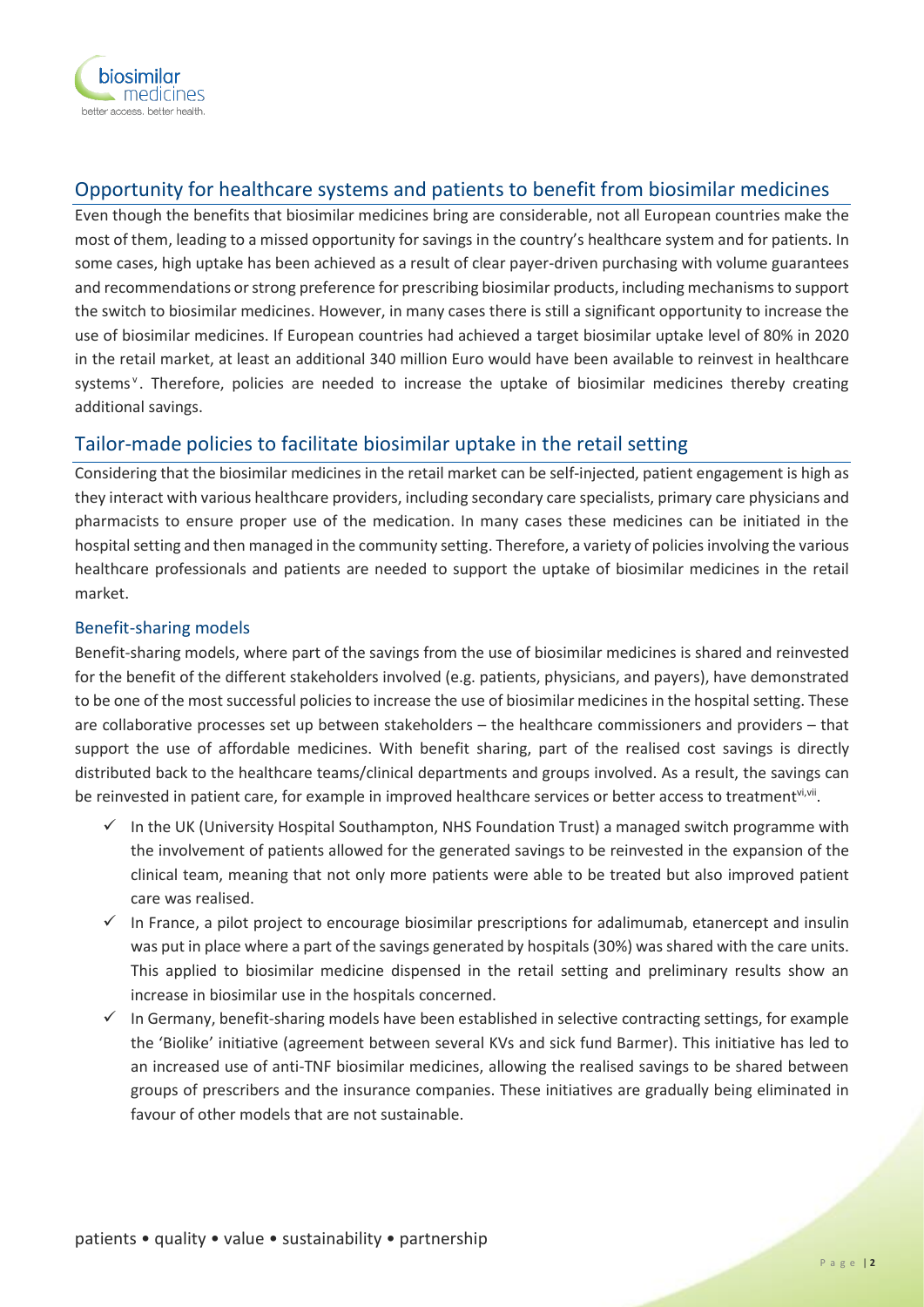## Opportunity for healthcare systems and patients to benefit from biosimilar medicines

Even though the benefits that biosimilar medicines bring are considerable, not all European countries make the most of them, leading to a missed opportunity for savings in the country's healthcare system and for patients. In some cases, high uptake has been achieved as a result of clear payer-driven purchasing with volume guarantees and recommendations or strong preference for prescribing biosimilar products, including mechanisms to support the switch to biosimilar medicines. However, in many cases there is still a significant opportunity to increase the use of biosimilar medicines. If European countries had achieved a target biosimilar uptake level of 80% in 2020 in the retail market, at least an additional 340 million Euro would have been available to reinvest in healthcare systems[v]. Therefore, policies are needed to increase the uptake of biosimilar medicines thereby creating additional savings.

## Tailor-made policies to facilitate biosimilar uptake in the retail setting

Considering that the biosimilar medicines in the retail market can be self-injected, patient engagement is high as they interact with various healthcare providers, including secondary care specialists, primary care physicians and pharmacists to ensure proper use of the medication. In many cases these medicines can be initiated in the hospital setting and then managed in the community setting. Therefore, a variety of policies involving the various healthcare professionals and patients are needed to support the uptake of biosimilar medicines in the retail market.

### Benefit-sharing models

Benefit-sharing models, where part of the savings from the use of biosimilar medicines is shared and reinvested for the benefit of the different stakeholders involved (e.g. patients, physicians, and payers), have demonstrated to be one of the most successful policies to increase the use of biosimilar medicines in the hospital setting. These are collaborative processes set up between stakeholders – the healthcare commissioners and providers – that support the use of affordable medicines. With benefit sharing, part of the realised cost savings is directly distributed back to the healthcare teams/clinical departments and groups involved. As a result, the savings can be reinvested in patient care, for example in improved healthcare services or better access to treatment[vi,vii].

- ✓ In the UK (University Hospital Southampton, NHS Foundation Trust) a managed switch programme with the involvement of patients allowed for the generated savings to be reinvested in the expansion of the clinical team, meaning that not only more patients were able to be treated but also improved patient care was realised.
- ✓ In France, a pilot project to encourage biosimilar prescriptions for adalimumab, etanercept and insulin was put in place where a part of the savings generated by hospitals (30%) was shared with the care units. This applied to biosimilar medicine dispensed in the retail setting and preliminary results show an increase in biosimilar use in the hospitals concerned.
- ✓ In Germany, benefit-sharing models have been established in selective contracting settings, for example the 'Biolike' initiative (agreement between several KVs and sick fund Barmer). This initiative has led to an increased use of anti-TNF biosimilar medicines, allowing the realised savings to be shared between groups of prescribers and the insurance companies. These initiatives are gradually being eliminated in favour of other models that are not sustainable.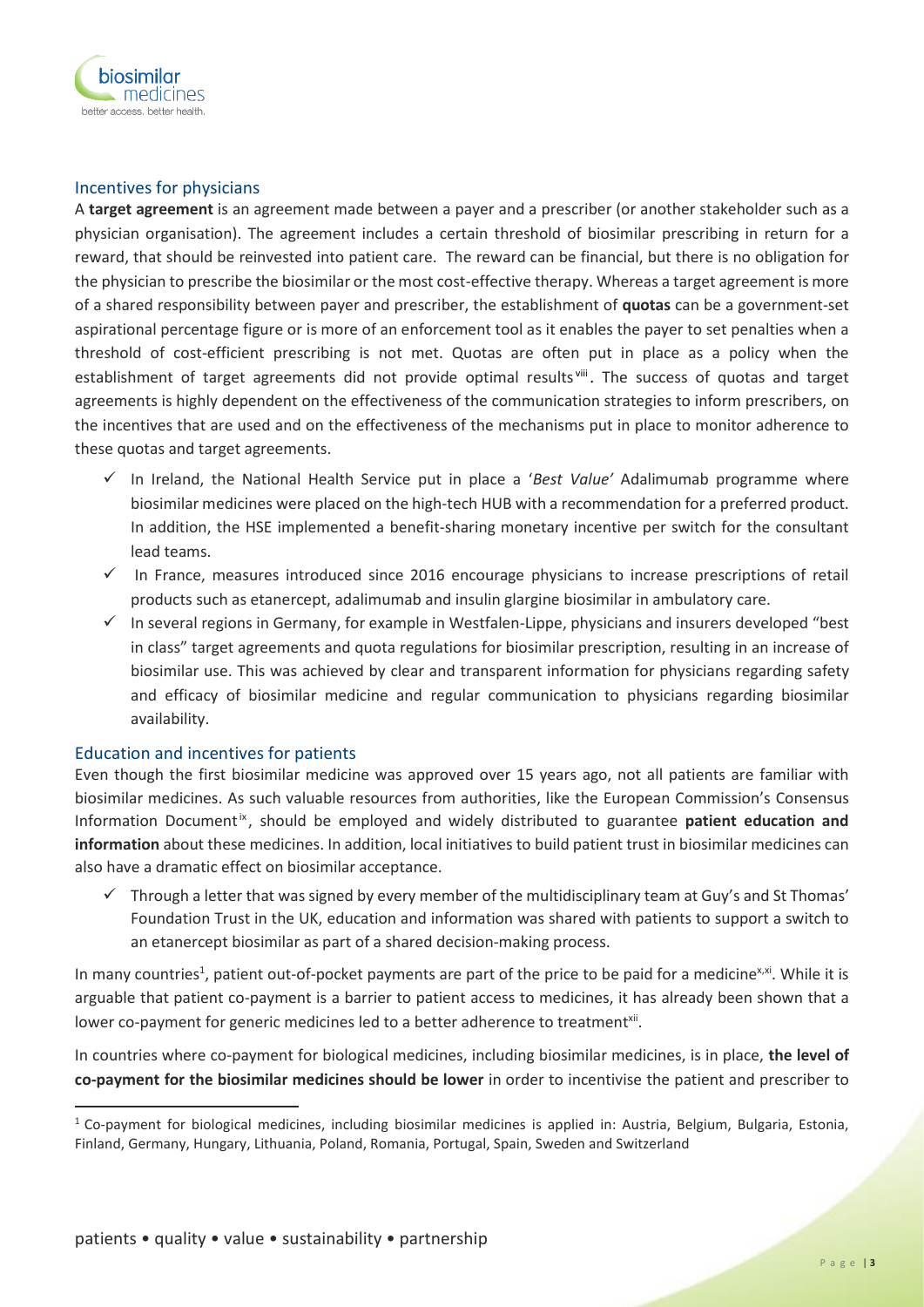## Incentives for physicians

A **target agreement** is an agreement made between a payer and a prescriber (or another stakeholder such as a physician organisation). The agreement includes a certain threshold of biosimilar prescribing in return for a reward, that should be reinvested into patient care. The reward can be financial, but there is no obligation for the physician to prescribe the biosimilar or the most cost-effective therapy. Whereas a target agreement is more of a shared responsibility between payer and prescriber, the establishment of **quotas** can be a government-set aspirational percentage figure or is more of an enforcement tool as it enables the payer to set penalties when a threshold of cost-efficient prescribing is not met. Quotas are often put in place as a policy when the establishment of target agreements did not provide optimal results[viii]. The success of quotas and target agreements is highly dependent on the effectiveness of the communication strategies to inform prescribers, on the incentives that are used and on the effectiveness of the mechanisms put in place to monitor adherence to these quotas and target agreements.

- ✓ In Ireland, the National Health Service put in place a '*Best Value'* Adalimumab programme where biosimilar medicines were placed on the high-tech HUB with a recommendation for a preferred product. In addition, the HSE implemented a benefit-sharing monetary incentive per switch for the consultant lead teams.
- ✓ In France, measures introduced since 2016 encourage physicians to increase prescriptions of retail products such as etanercept, adalimumab and insulin glargine biosimilar in ambulatory care.
- ✓ In several regions in Germany, for example in Westfalen-Lippe, physicians and insurers developed "best in class" target agreements and quota regulations for biosimilar prescription, resulting in an increase of biosimilar use. This was achieved by clear and transparent information for physicians regarding safety and efficacy of biosimilar medicine and regular communication to physicians regarding biosimilar availability.

## Education and incentives for patients

Even though the first biosimilar medicine was approved over 15 years ago, not all patients are familiar with biosimilar medicines. As such valuable resources from authorities, like the European Commission's Consensus Information Document[ix], should be employed and widely distributed to guarantee **patient education and information** about these medicines. In addition, local initiatives to build patient trust in biosimilar medicines can also have a dramatic effect on biosimilar acceptance.

- ✓ Through a letter that was signed by every member of the multidisciplinary team at Guy's and St Thomas' Foundation Trust in the UK, education and information was shared with patients to support a switch to an etanercept biosimilar as part of a shared decision-making process.

In many countries[1], patient out-of-pocket payments are part of the price to be paid for a medicine[x,xi]. While it is arguable that patient co-payment is a barrier to patient access to medicines, it has already been shown that a lower co-payment for generic medicines led to a better adherence to treatment[xii].

In countries where co-payment for biological medicines, including biosimilar medicines, is in place, **the level of co-payment for the biosimilar medicines should be lower** in order to incentivise the patient and prescriber to

[1] Co-payment for biological medicines, including biosimilar medicines is applied in: Austria, Belgium, Bulgaria, Estonia, Finland, Germany, Hungary, Lithuania, Poland, Romania, Portugal, Spain, Sweden and Switzerland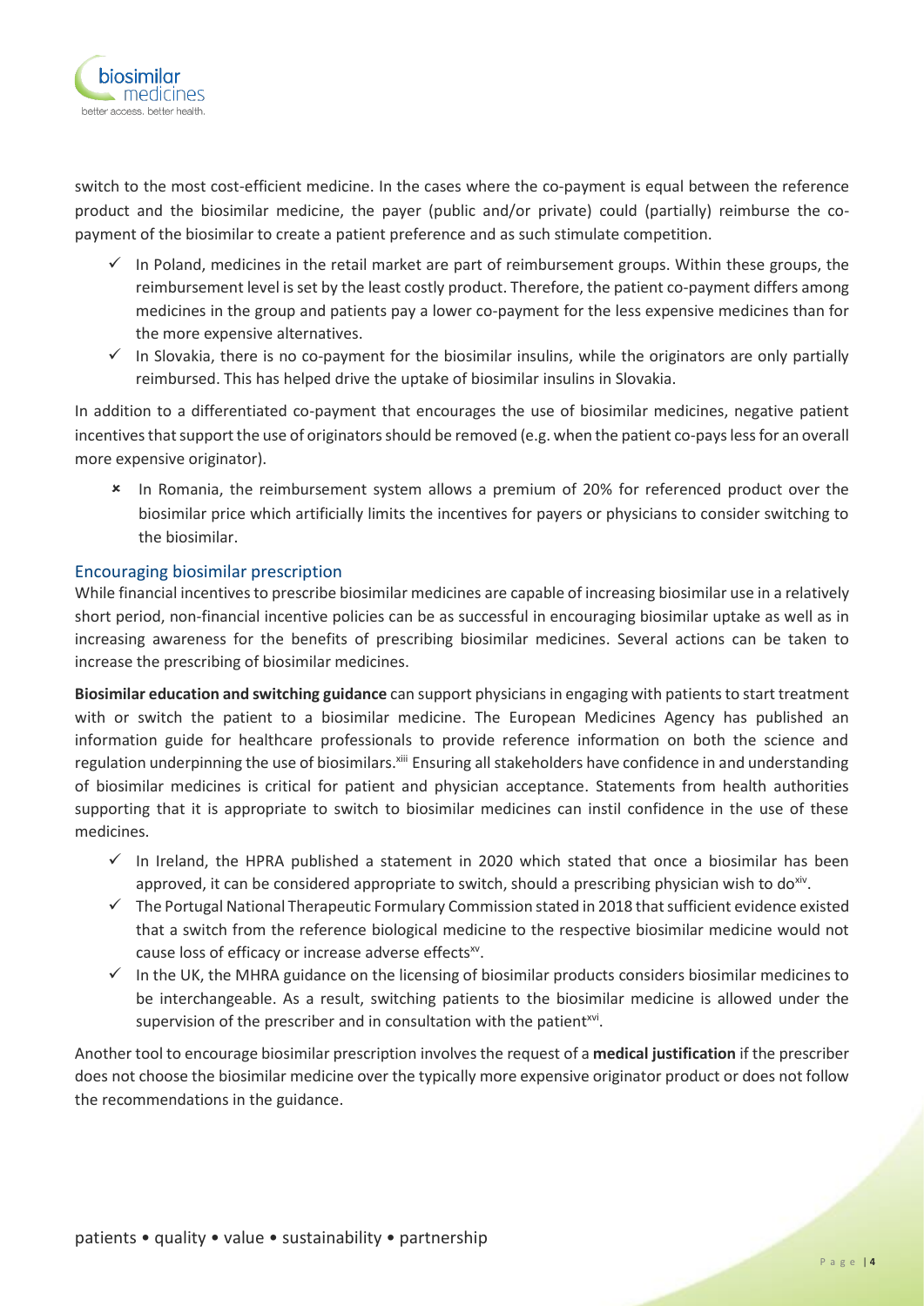switch to the most cost-efficient medicine. In the cases where the co-payment is equal between the reference product and the biosimilar medicine, the payer (public and/or private) could (partially) reimburse the co-payment of the biosimilar to create a patient preference and as such stimulate competition.

- ✓ In Poland, medicines in the retail market are part of reimbursement groups. Within these groups, the reimbursement level is set by the least costly product. Therefore, the patient co-payment differs among medicines in the group and patients pay a lower co-payment for the less expensive medicines than for the more expensive alternatives.
- ✓ In Slovakia, there is no co-payment for the biosimilar insulins, while the originators are only partially reimbursed. This has helped drive the uptake of biosimilar insulins in Slovakia.

In addition to a differentiated co-payment that encourages the use of biosimilar medicines, negative patient incentives that support the use of originators should be removed (e.g. when the patient co-pays less for an overall more expensive originator).

- ✗ In Romania, the reimbursement system allows a premium of 20% for referenced product over the biosimilar price which artificially limits the incentives for payers or physicians to consider switching to the biosimilar.

### Encouraging biosimilar prescription

While financial incentives to prescribe biosimilar medicines are capable of increasing biosimilar use in a relatively short period, non-financial incentive policies can be as successful in encouraging biosimilar uptake as well as in increasing awareness for the benefits of prescribing biosimilar medicines. Several actions can be taken to increase the prescribing of biosimilar medicines.

**Biosimilar education and switching guidance** can support physicians in engaging with patients to start treatment with or switch the patient to a biosimilar medicine. The European Medicines Agency has published an information guide for healthcare professionals to provide reference information on both the science and regulation underpinning the use of biosimilars.[xiii] Ensuring all stakeholders have confidence in and understanding of biosimilar medicines is critical for patient and physician acceptance. Statements from health authorities supporting that it is appropriate to switch to biosimilar medicines can instil confidence in the use of these medicines.

- ✓ In Ireland, the HPRA published a statement in 2020 which stated that once a biosimilar has been approved, it can be considered appropriate to switch, should a prescribing physician wish to do[xiv].
- ✓ The Portugal National Therapeutic Formulary Commission stated in 2018 that sufficient evidence existed that a switch from the reference biological medicine to the respective biosimilar medicine would not cause loss of efficacy or increase adverse effects[xv].
- ✓ In the UK, the MHRA guidance on the licensing of biosimilar products considers biosimilar medicines to be interchangeable. As a result, switching patients to the biosimilar medicine is allowed under the supervision of the prescriber and in consultation with the patient[xvi].

Another tool to encourage biosimilar prescription involves the request of a **medical justification** if the prescriber does not choose the biosimilar medicine over the typically more expensive originator product or does not follow the recommendations in the guidance.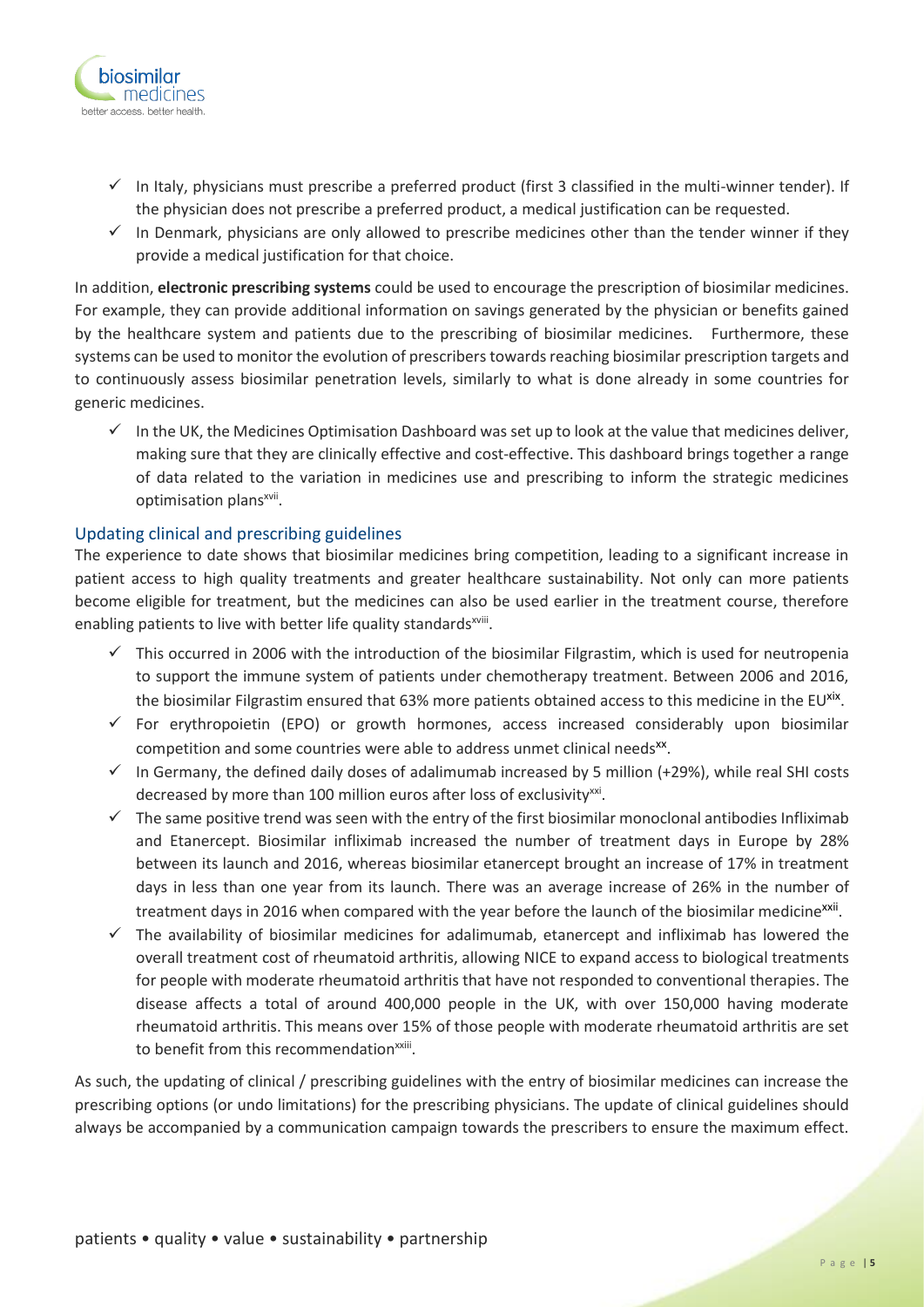- ✓ In Italy, physicians must prescribe a preferred product (first 3 classified in the multi-winner tender). If the physician does not prescribe a preferred product, a medical justification can be requested.
- ✓ In Denmark, physicians are only allowed to prescribe medicines other than the tender winner if they provide a medical justification for that choice.

In addition, **electronic prescribing systems** could be used to encourage the prescription of biosimilar medicines. For example, they can provide additional information on savings generated by the physician or benefits gained by the healthcare system and patients due to the prescribing of biosimilar medicines. Furthermore, these systems can be used to monitor the evolution of prescribers towards reaching biosimilar prescription targets and to continuously assess biosimilar penetration levels, similarly to what is done already in some countries for generic medicines.

- ✓ In the UK, the Medicines Optimisation Dashboard was set up to look at the value that medicines deliver, making sure that they are clinically effective and cost-effective. This dashboard brings together a range of data related to the variation in medicines use and prescribing to inform the strategic medicines optimisation plans[xvii].

## Updating clinical and prescribing guidelines

The experience to date shows that biosimilar medicines bring competition, leading to a significant increase in patient access to high quality treatments and greater healthcare sustainability. Not only can more patients become eligible for treatment, but the medicines can also be used earlier in the treatment course, therefore enabling patients to live with better life quality standards[xviii].

- ✓ This occurred in 2006 with the introduction of the biosimilar Filgrastim, which is used for neutropenia to support the immune system of patients under chemotherapy treatment. Between 2006 and 2016, the biosimilar Filgrastim ensured that 63% more patients obtained access to this medicine in the EU[xix].
- ✓ For erythropoietin (EPO) or growth hormones, access increased considerably upon biosimilar competition and some countries were able to address unmet clinical needs[xx].
- ✓ In Germany, the defined daily doses of adalimumab increased by 5 million (+29%), while real SHI costs decreased by more than 100 million euros after loss of exclusivity[xxi].
- ✓ The same positive trend was seen with the entry of the first biosimilar monoclonal antibodies Infliximab and Etanercept. Biosimilar infliximab increased the number of treatment days in Europe by 28% between its launch and 2016, whereas biosimilar etanercept brought an increase of 17% in treatment days in less than one year from its launch. There was an average increase of 26% in the number of treatment days in 2016 when compared with the year before the launch of the biosimilar medicine[xxii].
- ✓ The availability of biosimilar medicines for adalimumab, etanercept and infliximab has lowered the overall treatment cost of rheumatoid arthritis, allowing NICE to expand access to biological treatments for people with moderate rheumatoid arthritis that have not responded to conventional therapies. The disease affects a total of around 400,000 people in the UK, with over 150,000 having moderate rheumatoid arthritis. This means over 15% of those people with moderate rheumatoid arthritis are set to benefit from this recommendation[xxiii].

As such, the updating of clinical / prescribing guidelines with the entry of biosimilar medicines can increase the prescribing options (or undo limitations) for the prescribing physicians. The update of clinical guidelines should always be accompanied by a communication campaign towards the prescribers to ensure the maximum effect.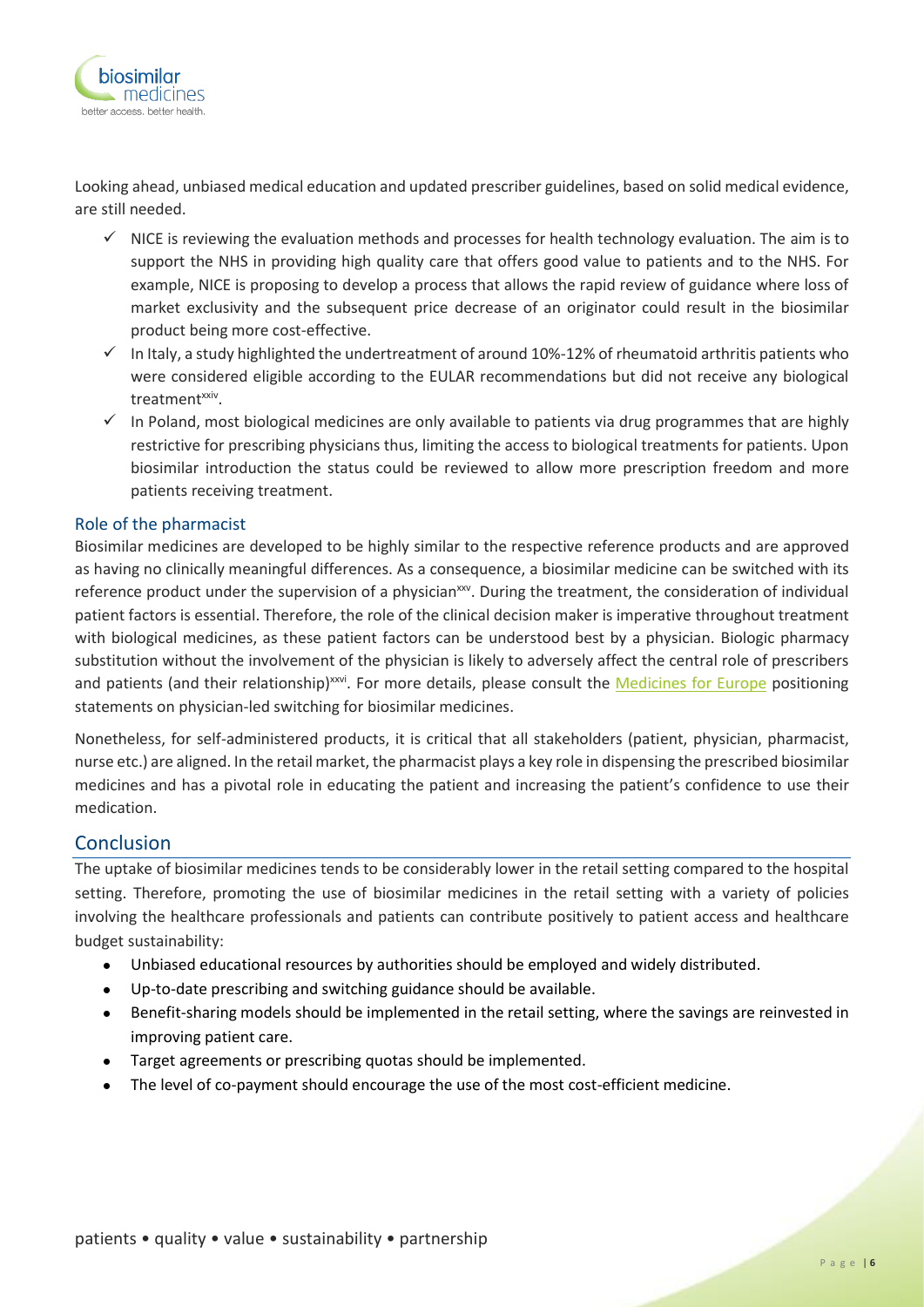Looking ahead, unbiased medical education and updated prescriber guidelines, based on solid medical evidence, are still needed.

- ✓ NICE is reviewing the evaluation methods and processes for health technology evaluation. The aim is to support the NHS in providing high quality care that offers good value to patients and to the NHS. For example, NICE is proposing to develop a process that allows the rapid review of guidance where loss of market exclusivity and the subsequent price decrease of an originator could result in the biosimilar product being more cost-effective.
- ✓ In Italy, a study highlighted the undertreatment of around 10%-12% of rheumatoid arthritis patients who were considered eligible according to the EULAR recommendations but did not receive any biological treatment[xxiv].
- ✓ In Poland, most biological medicines are only available to patients via drug programmes that are highly restrictive for prescribing physicians thus, limiting the access to biological treatments for patients. Upon biosimilar introduction the status could be reviewed to allow more prescription freedom and more patients receiving treatment.

### Role of the pharmacist

Biosimilar medicines are developed to be highly similar to the respective reference products and are approved as having no clinically meaningful differences. As a consequence, a biosimilar medicine can be switched with its reference product under the supervision of a physician[xxv]. During the treatment, the consideration of individual patient factors is essential. Therefore, the role of the clinical decision maker is imperative throughout treatment with biological medicines, as these patient factors can be understood best by a physician. Biologic pharmacy substitution without the involvement of the physician is likely to adversely affect the central role of prescribers and patients (and their relationship)[xxvi]. For more details, please consult the Medicines for Europe positioning statements on physician-led switching for biosimilar medicines.

Nonetheless, for self-administered products, it is critical that all stakeholders (patient, physician, pharmacist, nurse etc.) are aligned. In the retail market, the pharmacist plays a key role in dispensing the prescribed biosimilar medicines and has a pivotal role in educating the patient and increasing the patient's confidence to use their medication.

## Conclusion

The uptake of biosimilar medicines tends to be considerably lower in the retail setting compared to the hospital setting. Therefore, promoting the use of biosimilar medicines in the retail setting with a variety of policies involving the healthcare professionals and patients can contribute positively to patient access and healthcare budget sustainability:

- Unbiased educational resources by authorities should be employed and widely distributed.
- Up-to-date prescribing and switching guidance should be available.
- Benefit-sharing models should be implemented in the retail setting, where the savings are reinvested in improving patient care.
- Target agreements or prescribing quotas should be implemented.
- The level of co-payment should encourage the use of the most cost-efficient medicine.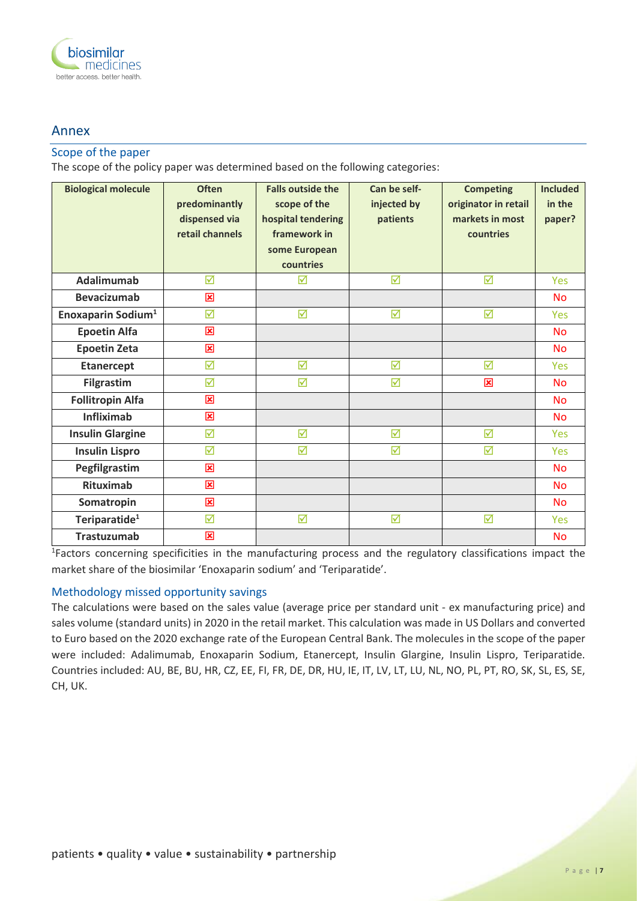## Annex

### Scope of the paper

The scope of the policy paper was determined based on the following categories:

| Biological molecule | Often predominantly dispensed via retail channels | Falls outside the scope of the hospital tendering framework in some European countries | Can be self-injected by patients | Competing originator in retail markets in most countries | Included in the paper? |
|---|---|---|---|---|---|
| Adalimumab | ☑ | ☑ | ☑ | ☑ | Yes |
| Bevacizumab | ☒ | | | | No |
| Enoxaparin Sodium[1] | ☑ | ☑ | ☑ | ☑ | Yes |
| Epoetin Alfa | ☒ | | | | No |
| Epoetin Zeta | ☒ | | | | No |
| Etanercept | ☑ | ☑ | ☑ | ☑ | Yes |
| Filgrastim | ☑ | ☑ | ☑ | ☒ | No |
| Follitropin Alfa | ☒ | | | | No |
| Infliximab | ☒ | | | | No |
| Insulin Glargine | ☑ | ☑ | ☑ | ☑ | Yes |
| Insulin Lispro | ☑ | ☑ | ☑ | ☑ | Yes |
| Pegfilgrastim | ☒ | | | | No |
| Rituximab | ☒ | | | | No |
| Somatropin | ☒ | | | | No |
| Teriparatide[1] | ☑ | ☑ | ☑ | ☑ | Yes |
| Trastuzumab | ☒ | | | | No |

[1]Factors concerning specificities in the manufacturing process and the regulatory classifications impact the market share of the biosimilar 'Enoxaparin sodium' and 'Teriparatide'.

### Methodology missed opportunity savings

The calculations were based on the sales value (average price per standard unit - ex manufacturing price) and sales volume (standard units) in 2020 in the retail market. This calculation was made in US Dollars and converted to Euro based on the 2020 exchange rate of the European Central Bank. The molecules in the scope of the paper were included: Adalimumab, Enoxaparin Sodium, Etanercept, Insulin Glargine, Insulin Lispro, Teriparatide. Countries included: AU, BE, BU, HR, CZ, EE, FI, FR, DE, DR, HU, IE, IT, LV, LT, LU, NL, NO, PL, PT, RO, SK, SL, ES, SE, CH, UK.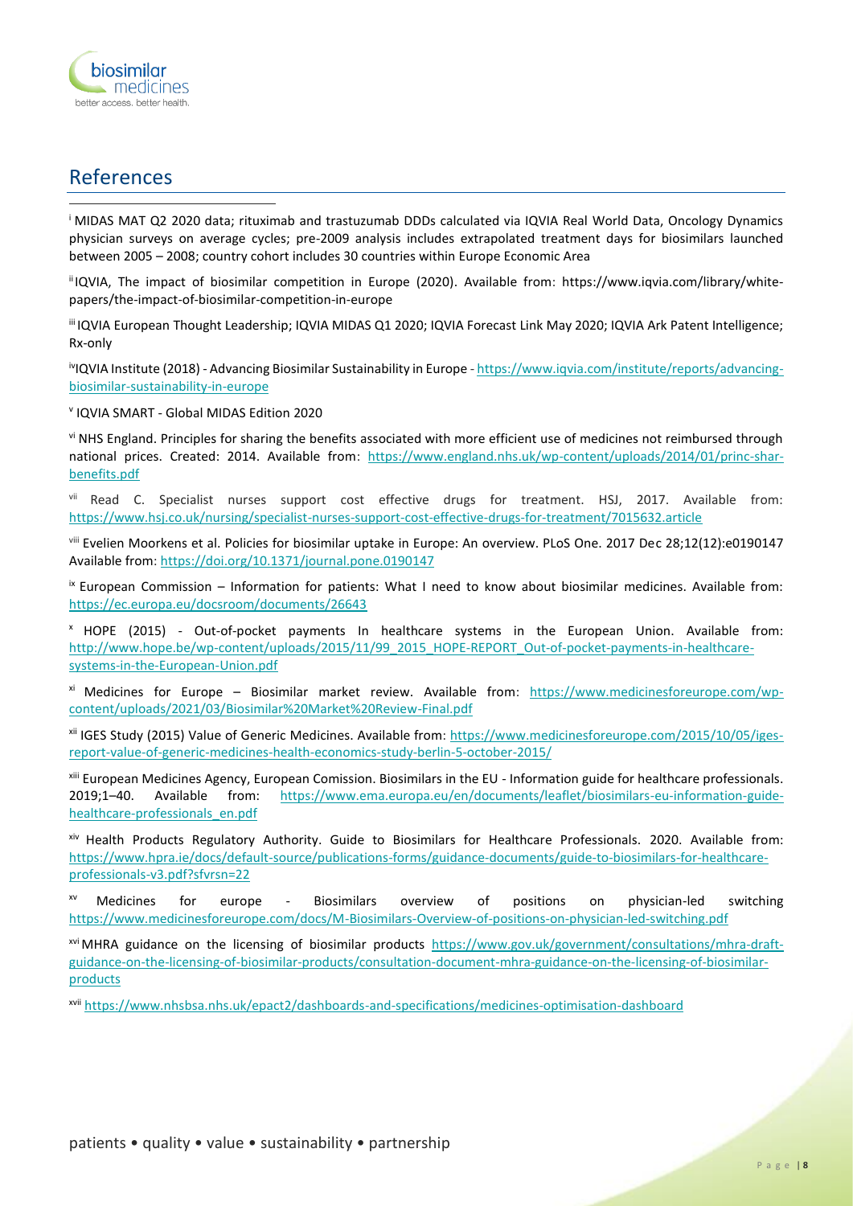# References

[i] MIDAS MAT Q2 2020 data; rituximab and trastuzumab DDDs calculated via IQVIA Real World Data, Oncology Dynamics physician surveys on average cycles; pre-2009 analysis includes extrapolated treatment days for biosimilars launched between 2005 – 2008; country cohort includes 30 countries within Europe Economic Area

[ii] IQVIA, The impact of biosimilar competition in Europe (2020). Available from: https://www.iqvia.com/library/white-papers/the-impact-of-biosimilar-competition-in-europe

[iii] IQVIA European Thought Leadership; IQVIA MIDAS Q1 2020; IQVIA Forecast Link May 2020; IQVIA Ark Patent Intelligence; Rx-only

[iv] IQVIA Institute (2018) - Advancing Biosimilar Sustainability in Europe - https://www.iqvia.com/institute/reports/advancing-biosimilar-sustainability-in-europe

[v] IQVIA SMART - Global MIDAS Edition 2020

[vi] NHS England. Principles for sharing the benefits associated with more efficient use of medicines not reimbursed through national prices. Created: 2014. Available from: https://www.england.nhs.uk/wp-content/uploads/2014/01/princ-shar-benefits.pdf

[vii] Read C. Specialist nurses support cost effective drugs for treatment. HSJ, 2017. Available from: https://www.hsj.co.uk/nursing/specialist-nurses-support-cost-effective-drugs-for-treatment/7015632.article

[viii] Evelien Moorkens et al. Policies for biosimilar uptake in Europe: An overview. PLoS One. 2017 Dec 28;12(12):e0190147 Available from: https://doi.org/10.1371/journal.pone.0190147

[ix] European Commission – Information for patients: What I need to know about biosimilar medicines. Available from: https://ec.europa.eu/docsroom/documents/26643

[x] HOPE (2015) - Out-of-pocket payments In healthcare systems in the European Union. Available from: http://www.hope.be/wp-content/uploads/2015/11/99_2015_HOPE-REPORT_Out-of-pocket-payments-in-healthcare-systems-in-the-European-Union.pdf

[xi] Medicines for Europe – Biosimilar market review. Available from: https://www.medicinesforeurope.com/wp-content/uploads/2021/03/Biosimilar%20Market%20Review-Final.pdf

[xii] IGES Study (2015) Value of Generic Medicines. Available from: https://www.medicinesforeurope.com/2015/10/05/iges-report-value-of-generic-medicines-health-economics-study-berlin-5-october-2015/

[xiii] European Medicines Agency, European Comission. Biosimilars in the EU - Information guide for healthcare professionals. 2019;1–40. Available from: https://www.ema.europa.eu/en/documents/leaflet/biosimilars-eu-information-guide-healthcare-professionals_en.pdf

[xiv] Health Products Regulatory Authority. Guide to Biosimilars for Healthcare Professionals. 2020. Available from: https://www.hpra.ie/docs/default-source/publications-forms/guidance-documents/guide-to-biosimilars-for-healthcare-professionals-v3.pdf?sfvrsn=22

[xv] Medicines for europe - Biosimilars overview of positions on physician-led switching https://www.medicinesforeurope.com/docs/M-Biosimilars-Overview-of-positions-on-physician-led-switching.pdf

[xvi] MHRA guidance on the licensing of biosimilar products https://www.gov.uk/government/consultations/mhra-draft-guidance-on-the-licensing-of-biosimilar-products/consultation-document-mhra-guidance-on-the-licensing-of-biosimilar-products

[xvii] https://www.nhsbsa.nhs.uk/epact2/dashboards-and-specifications/medicines-optimisation-dashboard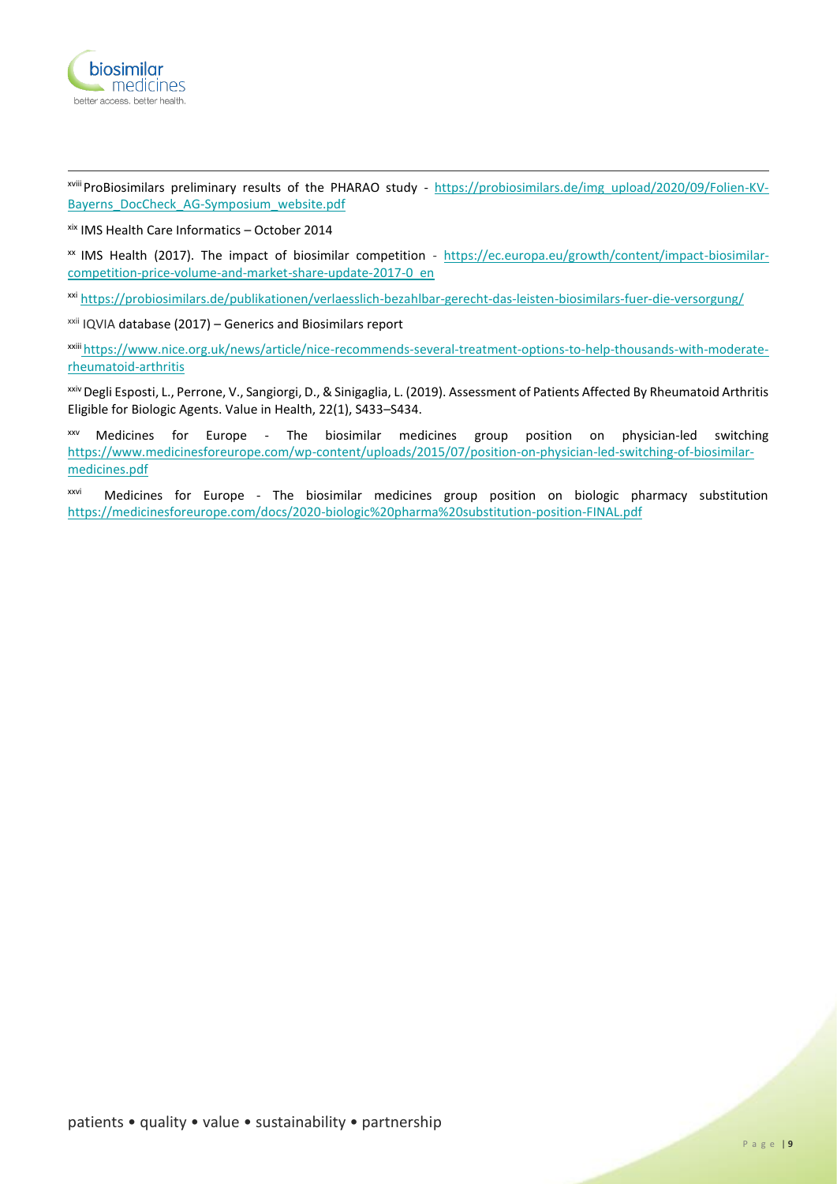[xviii] ProBiosimilars preliminary results of the PHARAO study - https://probiosimilars.de/img_upload/2020/09/Folien-KV-Bayerns_DocCheck_AG-Symposium_website.pdf

[xix] IMS Health Care Informatics – October 2014

[xx] IMS Health (2017). The impact of biosimilar competition - https://ec.europa.eu/growth/content/impact-biosimilar-competition-price-volume-and-market-share-update-2017-0_en

[xxi] https://probiosimilars.de/publikationen/verlaesslich-bezahlbar-gerecht-das-leisten-biosimilars-fuer-die-versorgung/

[xxii] IQVIA database (2017) – Generics and Biosimilars report

[xxiii] https://www.nice.org.uk/news/article/nice-recommends-several-treatment-options-to-help-thousands-with-moderate-rheumatoid-arthritis

[xxiv] Degli Esposti, L., Perrone, V., Sangiorgi, D., & Sinigaglia, L. (2019). Assessment of Patients Affected By Rheumatoid Arthritis Eligible for Biologic Agents. Value in Health, 22(1), S433–S434.

[xxv] Medicines for Europe - The biosimilar medicines group position on physician-led switching https://www.medicinesforeurope.com/wp-content/uploads/2015/07/position-on-physician-led-switching-of-biosimilar-medicines.pdf

[xxvi] Medicines for Europe - The biosimilar medicines group position on biologic pharmacy substitution https://medicinesforeurope.com/docs/2020-biologic%20pharma%20substitution-position-FINAL.pdf